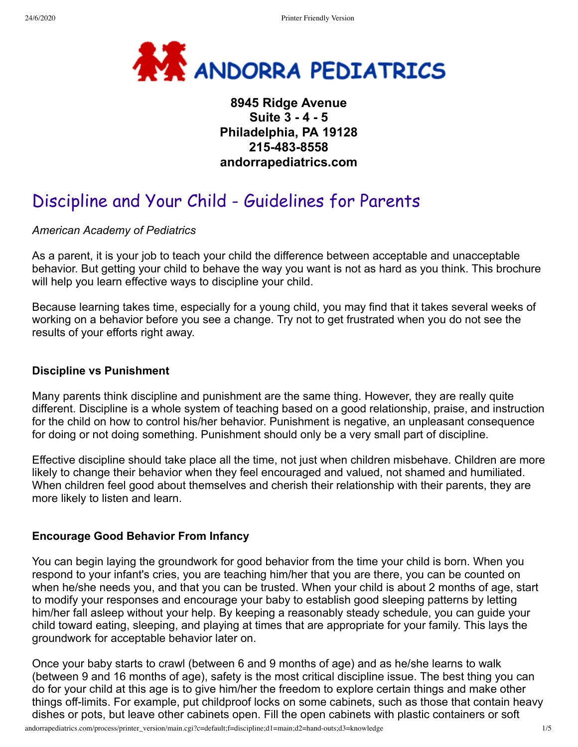**ANDORRA PEDIATRICS**

**8945 Ridge Avenue**
**Suite 3 - 4 - 5**
**Philadelphia, PA 19128**
**215-483-8558**
**andorrapediatrics.com**

# Discipline and Your Child - Guidelines for Parents

*American Academy of Pediatrics*

As a parent, it is your job to teach your child the difference between acceptable and unacceptable behavior. But getting your child to behave the way you want is not as hard as you think. This brochure will help you learn effective ways to discipline your child.

Because learning takes time, especially for a young child, you may find that it takes several weeks of working on a behavior before you see a change. Try not to get frustrated when you do not see the results of your efforts right away.

### Discipline vs Punishment

Many parents think discipline and punishment are the same thing. However, they are really quite different. Discipline is a whole system of teaching based on a good relationship, praise, and instruction for the child on how to control his/her behavior. Punishment is negative, an unpleasant consequence for doing or not doing something. Punishment should only be a very small part of discipline.

Effective discipline should take place all the time, not just when children misbehave. Children are more likely to change their behavior when they feel encouraged and valued, not shamed and humiliated. When children feel good about themselves and cherish their relationship with their parents, they are more likely to listen and learn.

### Encourage Good Behavior From Infancy

You can begin laying the groundwork for good behavior from the time your child is born. When you respond to your infant's cries, you are teaching him/her that you are there, you can be counted on when he/she needs you, and that you can be trusted. When your child is about 2 months of age, start to modify your responses and encourage your baby to establish good sleeping patterns by letting him/her fall asleep without your help. By keeping a reasonably steady schedule, you can guide your child toward eating, sleeping, and playing at times that are appropriate for your family. This lays the groundwork for acceptable behavior later on.

Once your baby starts to crawl (between 6 and 9 months of age) and as he/she learns to walk (between 9 and 16 months of age), safety is the most critical discipline issue. The best thing you can do for your child at this age is to give him/her the freedom to explore certain things and make other things off-limits. For example, put childproof locks on some cabinets, such as those that contain heavy dishes or pots, but leave other cabinets open. Fill the open cabinets with plastic containers or soft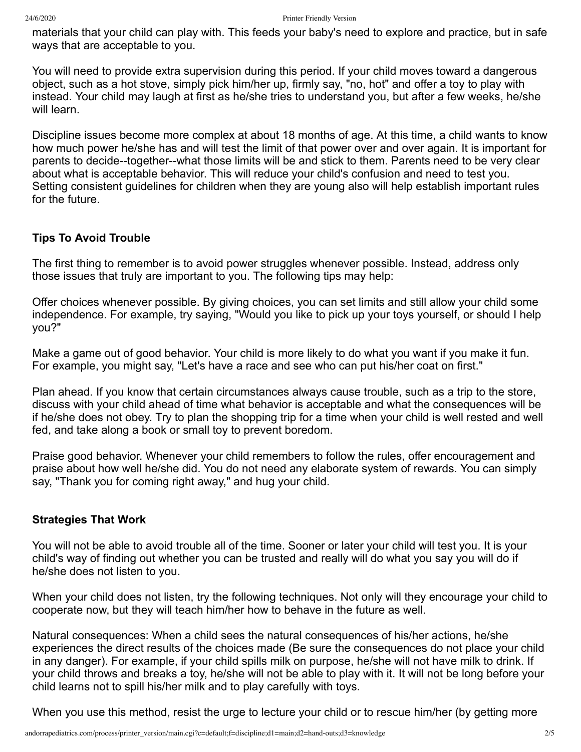materials that your child can play with. This feeds your baby's need to explore and practice, but in safe ways that are acceptable to you.

You will need to provide extra supervision during this period. If your child moves toward a dangerous object, such as a hot stove, simply pick him/her up, firmly say, "no, hot" and offer a toy to play with instead. Your child may laugh at first as he/she tries to understand you, but after a few weeks, he/she will learn.

Discipline issues become more complex at about 18 months of age. At this time, a child wants to know how much power he/she has and will test the limit of that power over and over again. It is important for parents to decide--together--what those limits will be and stick to them. Parents need to be very clear about what is acceptable behavior. This will reduce your child's confusion and need to test you. Setting consistent guidelines for children when they are young also will help establish important rules for the future.

### Tips To Avoid Trouble

The first thing to remember is to avoid power struggles whenever possible. Instead, address only those issues that truly are important to you. The following tips may help:

Offer choices whenever possible. By giving choices, you can set limits and still allow your child some independence. For example, try saying, "Would you like to pick up your toys yourself, or should I help you?"

Make a game out of good behavior. Your child is more likely to do what you want if you make it fun. For example, you might say, "Let's have a race and see who can put his/her coat on first."

Plan ahead. If you know that certain circumstances always cause trouble, such as a trip to the store, discuss with your child ahead of time what behavior is acceptable and what the consequences will be if he/she does not obey. Try to plan the shopping trip for a time when your child is well rested and well fed, and take along a book or small toy to prevent boredom.

Praise good behavior. Whenever your child remembers to follow the rules, offer encouragement and praise about how well he/she did. You do not need any elaborate system of rewards. You can simply say, "Thank you for coming right away," and hug your child.

### Strategies That Work

You will not be able to avoid trouble all of the time. Sooner or later your child will test you. It is your child's way of finding out whether you can be trusted and really will do what you say you will do if he/she does not listen to you.

When your child does not listen, try the following techniques. Not only will they encourage your child to cooperate now, but they will teach him/her how to behave in the future as well.

Natural consequences: When a child sees the natural consequences of his/her actions, he/she experiences the direct results of the choices made (Be sure the consequences do not place your child in any danger). For example, if your child spills milk on purpose, he/she will not have milk to drink. If your child throws and breaks a toy, he/she will not be able to play with it. It will not be long before your child learns not to spill his/her milk and to play carefully with toys.

When you use this method, resist the urge to lecture your child or to rescue him/her (by getting more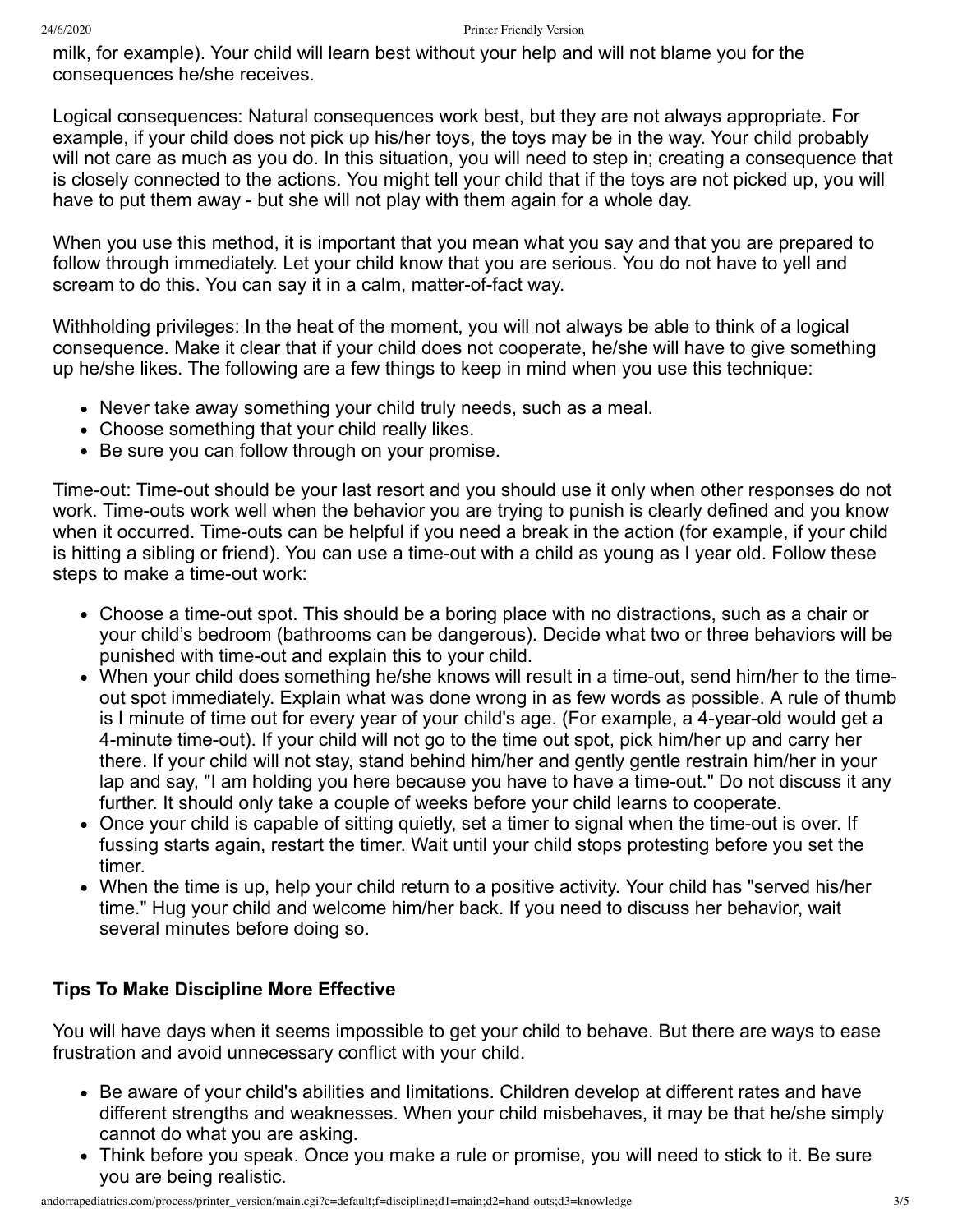milk, for example). Your child will learn best without your help and will not blame you for the consequences he/she receives.

Logical consequences: Natural consequences work best, but they are not always appropriate. For example, if your child does not pick up his/her toys, the toys may be in the way. Your child probably will not care as much as you do. In this situation, you will need to step in; creating a consequence that is closely connected to the actions. You might tell your child that if the toys are not picked up, you will have to put them away - but she will not play with them again for a whole day.

When you use this method, it is important that you mean what you say and that you are prepared to follow through immediately. Let your child know that you are serious. You do not have to yell and scream to do this. You can say it in a calm, matter-of-fact way.

Withholding privileges: In the heat of the moment, you will not always be able to think of a logical consequence. Make it clear that if your child does not cooperate, he/she will have to give something up he/she likes. The following are a few things to keep in mind when you use this technique:

- Never take away something your child truly needs, such as a meal.
- Choose something that your child really likes.
- Be sure you can follow through on your promise.

Time-out: Time-out should be your last resort and you should use it only when other responses do not work. Time-outs work well when the behavior you are trying to punish is clearly defined and you know when it occurred. Time-outs can be helpful if you need a break in the action (for example, if your child is hitting a sibling or friend). You can use a time-out with a child as young as I year old. Follow these steps to make a time-out work:

- Choose a time-out spot. This should be a boring place with no distractions, such as a chair or your child's bedroom (bathrooms can be dangerous). Decide what two or three behaviors will be punished with time-out and explain this to your child.
- When your child does something he/she knows will result in a time-out, send him/her to the time-out spot immediately. Explain what was done wrong in as few words as possible. A rule of thumb is I minute of time out for every year of your child's age. (For example, a 4-year-old would get a 4-minute time-out). If your child will not go to the time out spot, pick him/her up and carry her there. If your child will not stay, stand behind him/her and gently gentle restrain him/her in your lap and say, "I am holding you here because you have to have a time-out." Do not discuss it any further. It should only take a couple of weeks before your child learns to cooperate.
- Once your child is capable of sitting quietly, set a timer to signal when the time-out is over. If fussing starts again, restart the timer. Wait until your child stops protesting before you set the timer.
- When the time is up, help your child return to a positive activity. Your child has "served his/her time." Hug your child and welcome him/her back. If you need to discuss her behavior, wait several minutes before doing so.

**Tips To Make Discipline More Effective**

You will have days when it seems impossible to get your child to behave. But there are ways to ease frustration and avoid unnecessary conflict with your child.

- Be aware of your child's abilities and limitations. Children develop at different rates and have different strengths and weaknesses. When your child misbehaves, it may be that he/she simply cannot do what you are asking.
- Think before you speak. Once you make a rule or promise, you will need to stick to it. Be sure you are being realistic.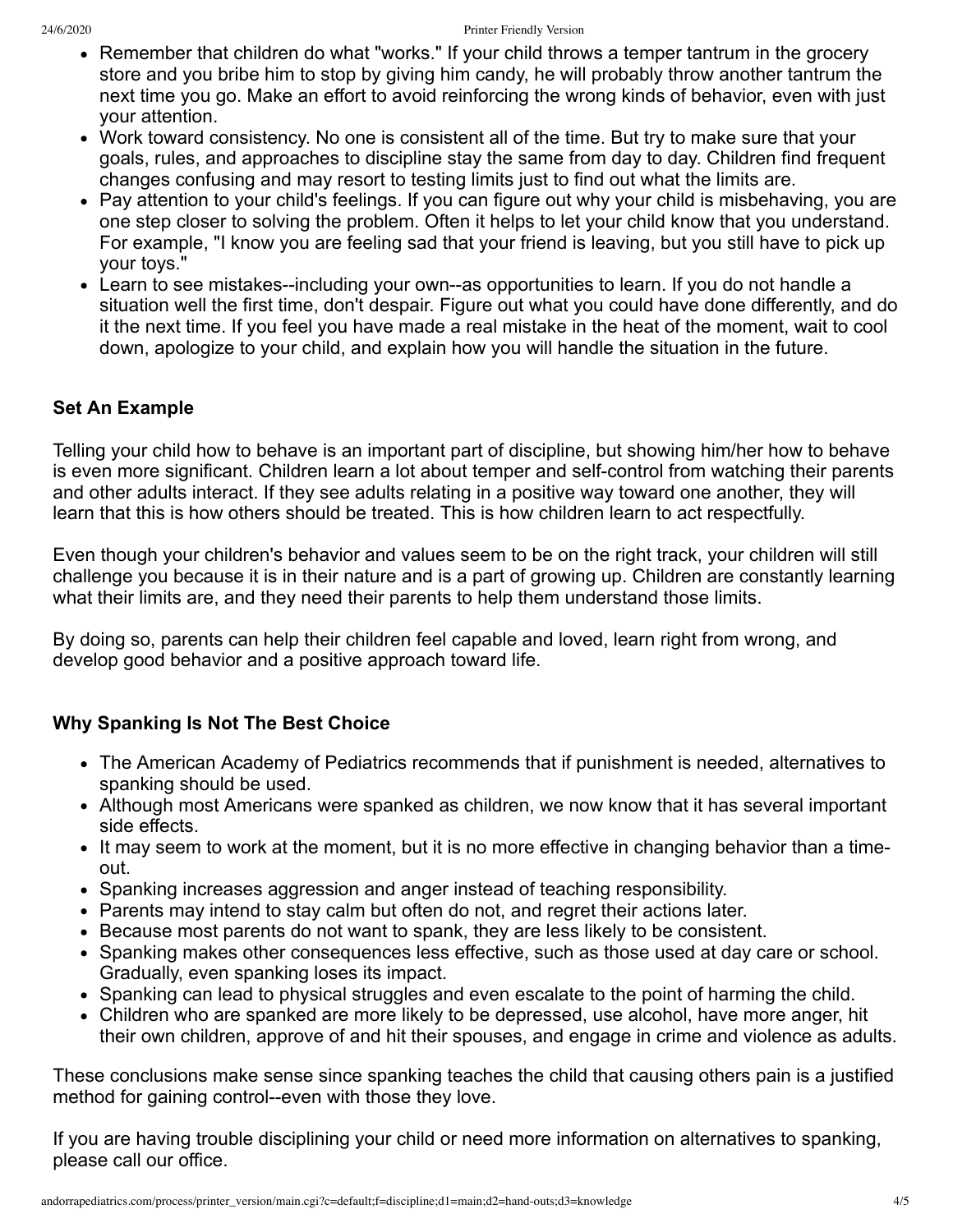- Remember that children do what "works." If your child throws a temper tantrum in the grocery store and you bribe him to stop by giving him candy, he will probably throw another tantrum the next time you go. Make an effort to avoid reinforcing the wrong kinds of behavior, even with just your attention.
- Work toward consistency. No one is consistent all of the time. But try to make sure that your goals, rules, and approaches to discipline stay the same from day to day. Children find frequent changes confusing and may resort to testing limits just to find out what the limits are.
- Pay attention to your child's feelings. If you can figure out why your child is misbehaving, you are one step closer to solving the problem. Often it helps to let your child know that you understand. For example, "I know you are feeling sad that your friend is leaving, but you still have to pick up your toys."
- Learn to see mistakes--including your own--as opportunities to learn. If you do not handle a situation well the first time, don't despair. Figure out what you could have done differently, and do it the next time. If you feel you have made a real mistake in the heat of the moment, wait to cool down, apologize to your child, and explain how you will handle the situation in the future.

### Set An Example

Telling your child how to behave is an important part of discipline, but showing him/her how to behave is even more significant. Children learn a lot about temper and self-control from watching their parents and other adults interact. If they see adults relating in a positive way toward one another, they will learn that this is how others should be treated. This is how children learn to act respectfully.

Even though your children's behavior and values seem to be on the right track, your children will still challenge you because it is in their nature and is a part of growing up. Children are constantly learning what their limits are, and they need their parents to help them understand those limits.

By doing so, parents can help their children feel capable and loved, learn right from wrong, and develop good behavior and a positive approach toward life.

### Why Spanking Is Not The Best Choice

- The American Academy of Pediatrics recommends that if punishment is needed, alternatives to spanking should be used.
- Although most Americans were spanked as children, we now know that it has several important side effects.
- It may seem to work at the moment, but it is no more effective in changing behavior than a time-out.
- Spanking increases aggression and anger instead of teaching responsibility.
- Parents may intend to stay calm but often do not, and regret their actions later.
- Because most parents do not want to spank, they are less likely to be consistent.
- Spanking makes other consequences less effective, such as those used at day care or school. Gradually, even spanking loses its impact.
- Spanking can lead to physical struggles and even escalate to the point of harming the child.
- Children who are spanked are more likely to be depressed, use alcohol, have more anger, hit their own children, approve of and hit their spouses, and engage in crime and violence as adults.

These conclusions make sense since spanking teaches the child that causing others pain is a justified method for gaining control--even with those they love.

If you are having trouble disciplining your child or need more information on alternatives to spanking, please call our office.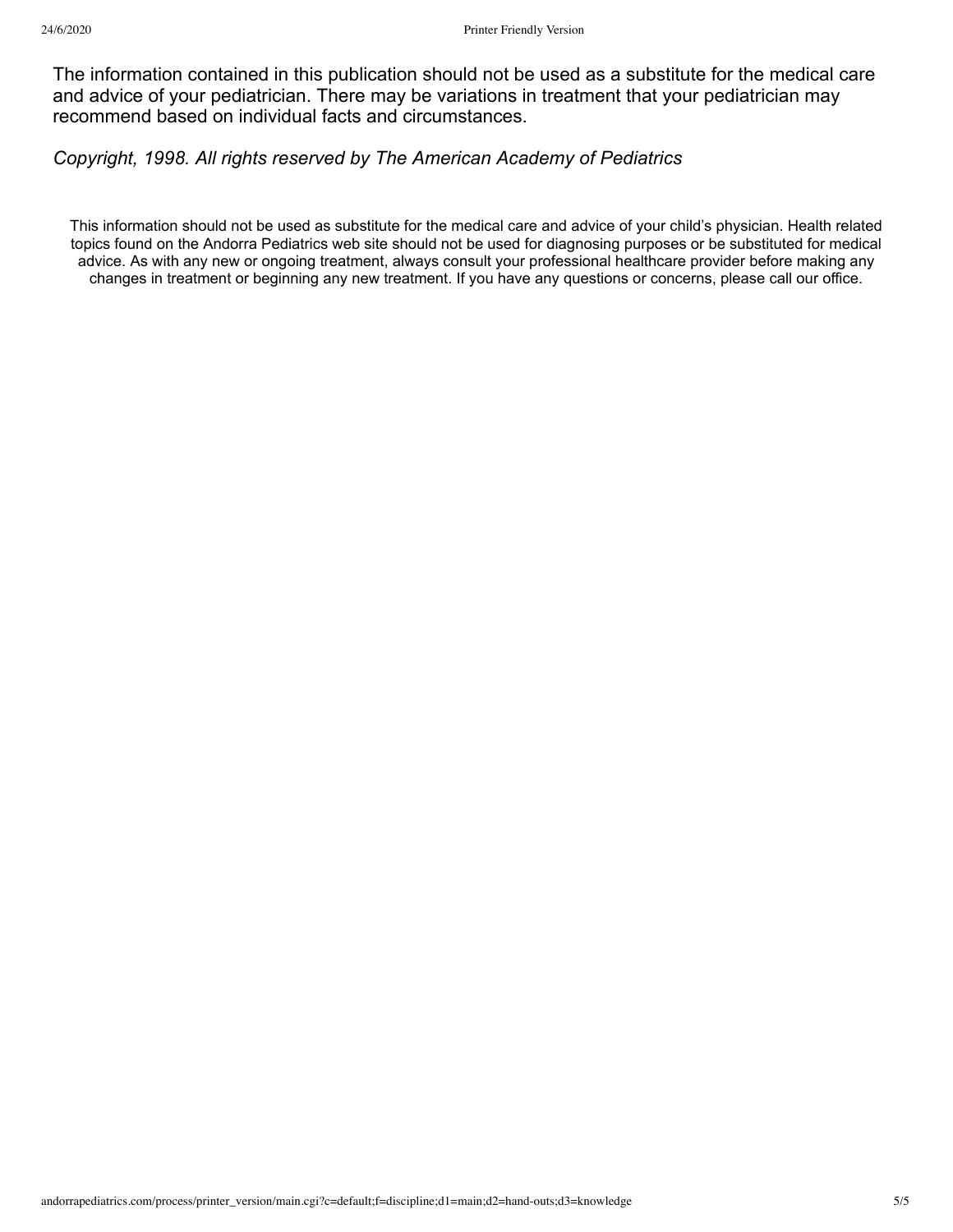The information contained in this publication should not be used as a substitute for the medical care and advice of your pediatrician. There may be variations in treatment that your pediatrician may recommend based on individual facts and circumstances.

*Copyright, 1998. All rights reserved by The American Academy of Pediatrics*

This information should not be used as substitute for the medical care and advice of your child's physician. Health related topics found on the Andorra Pediatrics web site should not be used for diagnosing purposes or be substituted for medical advice. As with any new or ongoing treatment, always consult your professional healthcare provider before making any changes in treatment or beginning any new treatment. If you have any questions or concerns, please call our office.